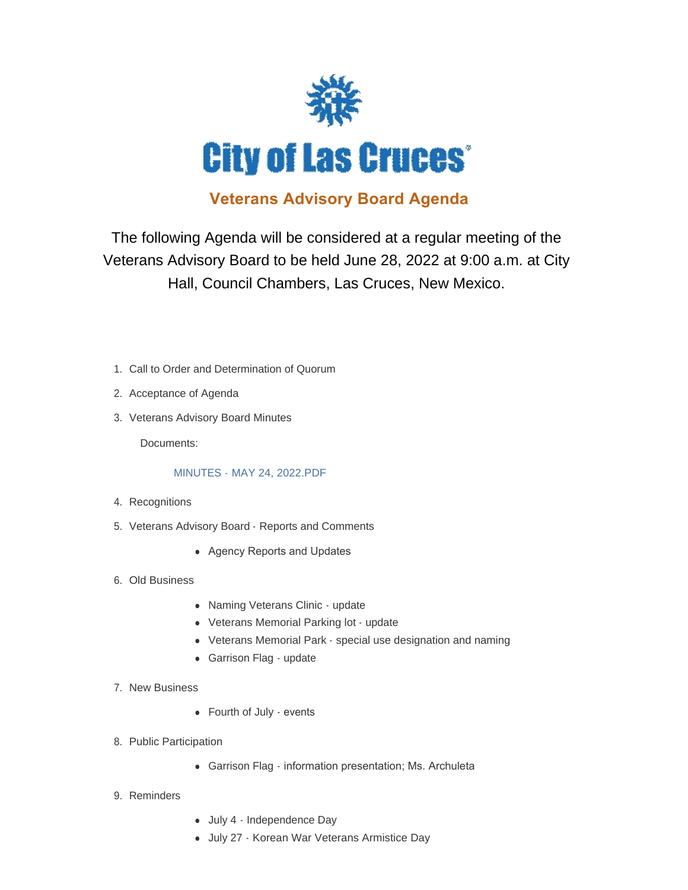# City of Las Cruces

## Veterans Advisory Board Agenda

The following Agenda will be considered at a regular meeting of the Veterans Advisory Board to be held June 28, 2022 at 9:00 a.m. at City Hall, Council Chambers, Las Cruces, New Mexico.

1. Call to Order and Determination of Quorum
2. Acceptance of Agenda
3. Veterans Advisory Board Minutes

   Documents:

   MINUTES - MAY 24, 2022.PDF

4. Recognitions
5. Veterans Advisory Board - Reports and Comments
   - Agency Reports and Updates
6. Old Business
   - Naming Veterans Clinic - update
   - Veterans Memorial Parking lot - update
   - Veterans Memorial Park - special use designation and naming
   - Garrison Flag - update
7. New Business
   - Fourth of July - events
8. Public Participation
   - Garrison Flag - information presentation; Ms. Archuleta
9. Reminders
   - July 4 - Independence Day
   - July 27 - Korean War Veterans Armistice Day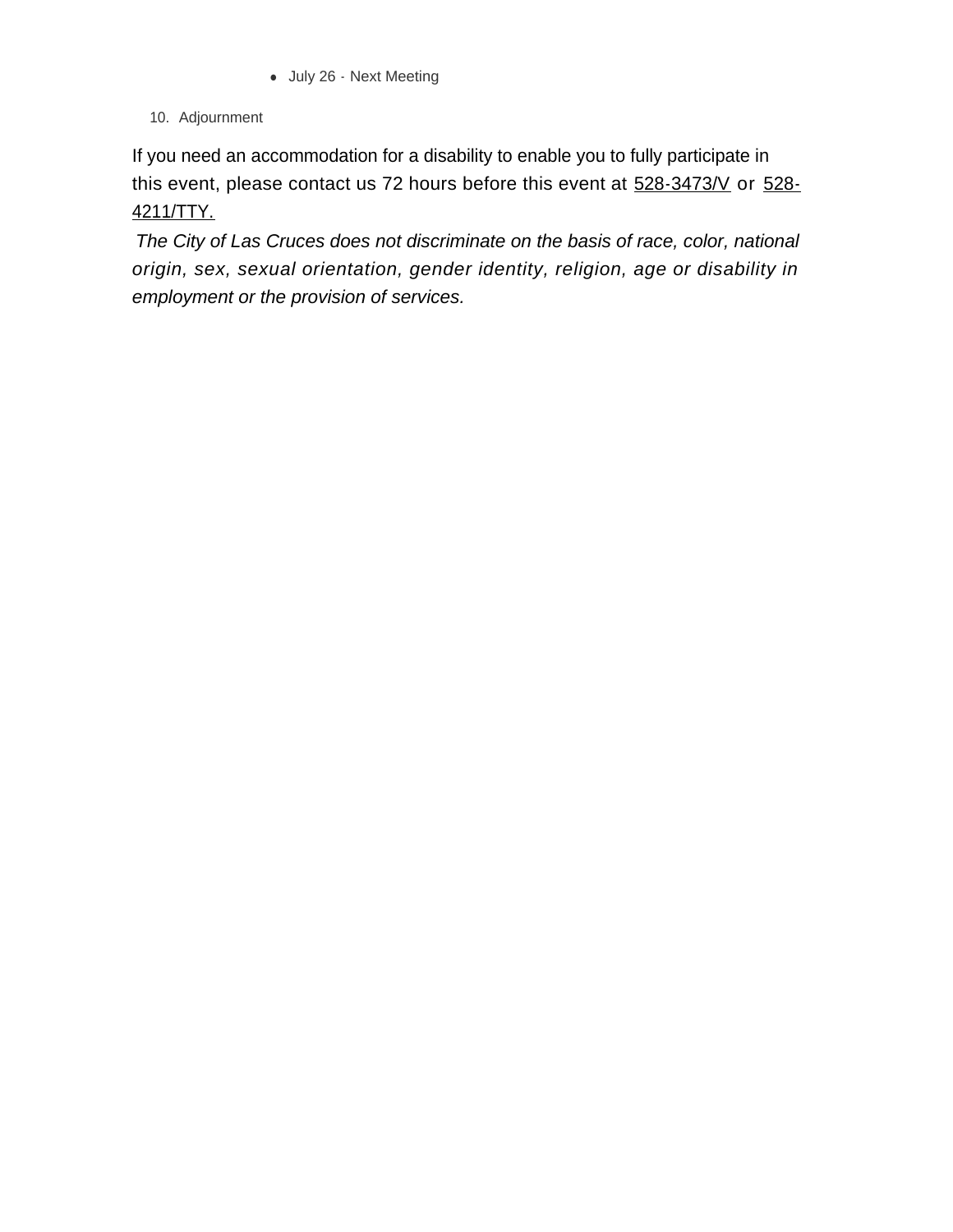- July 26 - Next Meeting

10. Adjournment

If you need an accommodation for a disability to enable you to fully participate in this event, please contact us 72 hours before this event at 528-3473/V or 528-4211/TTY.

*The City of Las Cruces does not discriminate on the basis of race, color, national origin, sex, sexual orientation, gender identity, religion, age or disability in employment or the provision of services.*